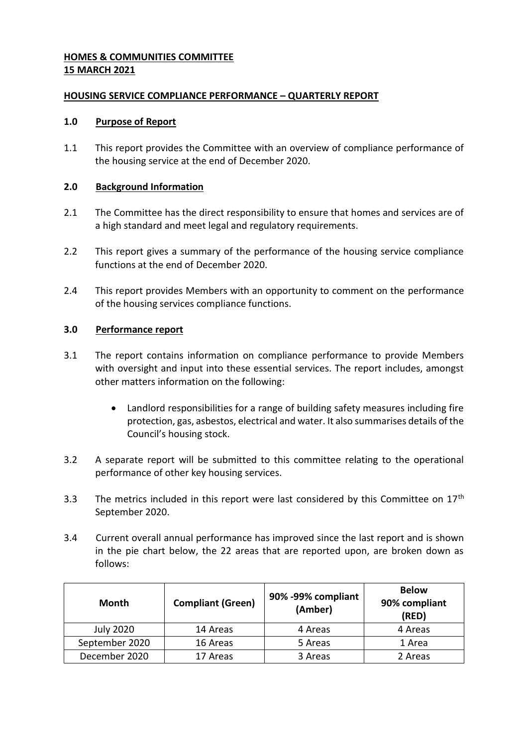**HOMES & COMMUNITIES COMMITTEE**
**15 MARCH 2021**

**HOUSING SERVICE COMPLIANCE PERFORMANCE – QUARTERLY REPORT**

## 1.0 Purpose of Report

1.1 This report provides the Committee with an overview of compliance performance of the housing service at the end of December 2020.

## 2.0 Background Information

2.1 The Committee has the direct responsibility to ensure that homes and services are of a high standard and meet legal and regulatory requirements.

2.2 This report gives a summary of the performance of the housing service compliance functions at the end of December 2020.

2.4 This report provides Members with an opportunity to comment on the performance of the housing services compliance functions.

## 3.0 Performance report

3.1 The report contains information on compliance performance to provide Members with oversight and input into these essential services. The report includes, amongst other matters information on the following:

- Landlord responsibilities for a range of building safety measures including fire protection, gas, asbestos, electrical and water. It also summarises details of the Council's housing stock.

3.2 A separate report will be submitted to this committee relating to the operational performance of other key housing services.

3.3 The metrics included in this report were last considered by this Committee on 17th September 2020.

3.4 Current overall annual performance has improved since the last report and is shown in the pie chart below, the 22 areas that are reported upon, are broken down as follows:

| Month | Compliant (Green) | 90% -99% compliant (Amber) | Below 90% compliant (RED) |
|---|---|---|---|
| July 2020 | 14 Areas | 4 Areas | 4 Areas |
| September 2020 | 16 Areas | 5 Areas | 1 Area |
| December 2020 | 17 Areas | 3 Areas | 2 Areas |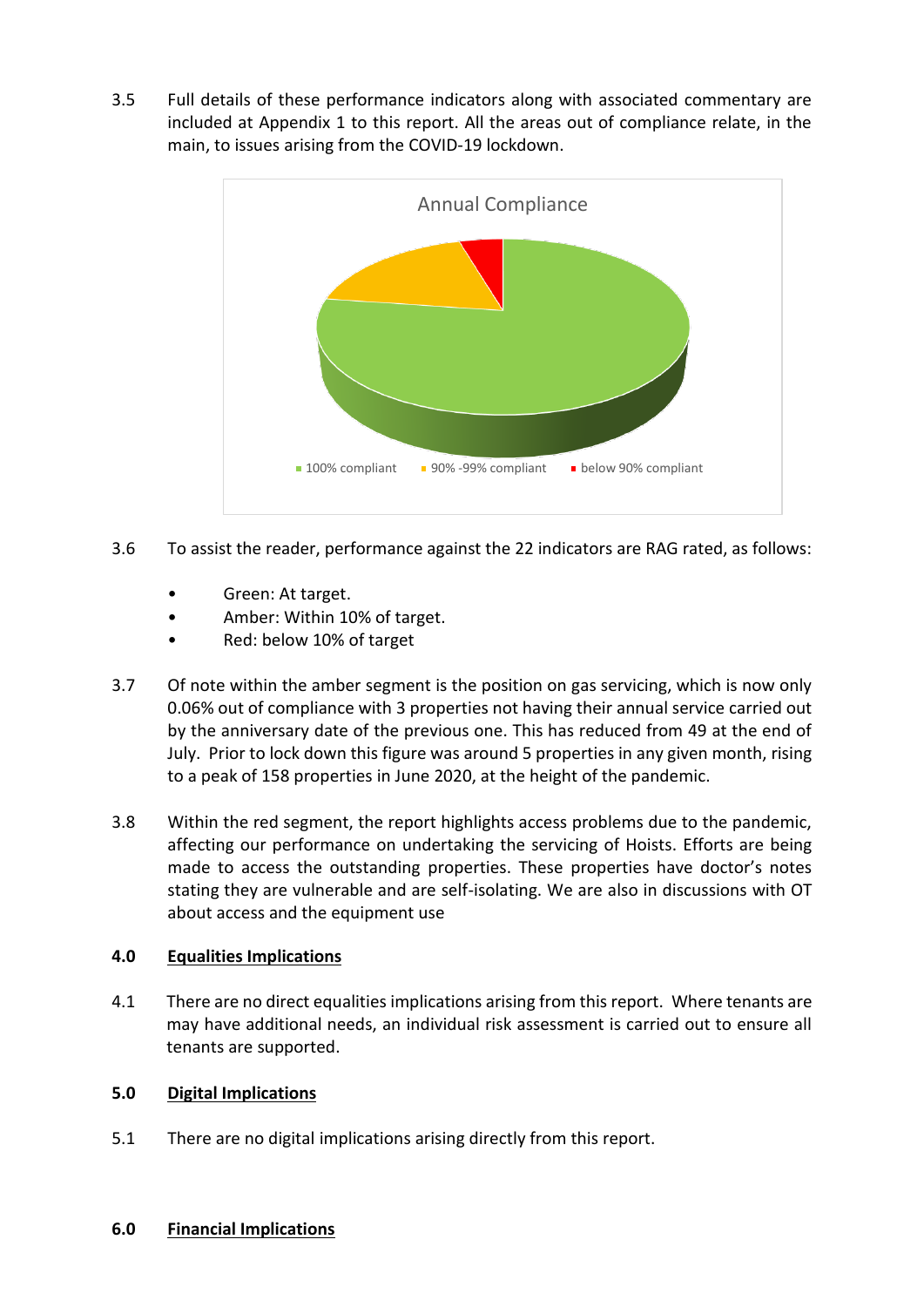3.5 Full details of these performance indicators along with associated commentary are included at Appendix 1 to this report. All the areas out of compliance relate, in the main, to issues arising from the COVID-19 lockdown.

Annual Compliance

- 100% compliant
- 90% -99% compliant
- below 90% compliant

3.6 To assist the reader, performance against the 22 indicators are RAG rated, as follows:

- Green: At target.
- Amber: Within 10% of target.
- Red: below 10% of target

3.7 Of note within the amber segment is the position on gas servicing, which is now only 0.06% out of compliance with 3 properties not having their annual service carried out by the anniversary date of the previous one. This has reduced from 49 at the end of July. Prior to lock down this figure was around 5 properties in any given month, rising to a peak of 158 properties in June 2020, at the height of the pandemic.

3.8 Within the red segment, the report highlights access problems due to the pandemic, affecting our performance on undertaking the servicing of Hoists. Efforts are being made to access the outstanding properties. These properties have doctor's notes stating they are vulnerable and are self-isolating. We are also in discussions with OT about access and the equipment use

## 4.0 Equalities Implications

4.1 There are no direct equalities implications arising from this report. Where tenants are may have additional needs, an individual risk assessment is carried out to ensure all tenants are supported.

## 5.0 Digital Implications

5.1 There are no digital implications arising directly from this report.

## 6.0 Financial Implications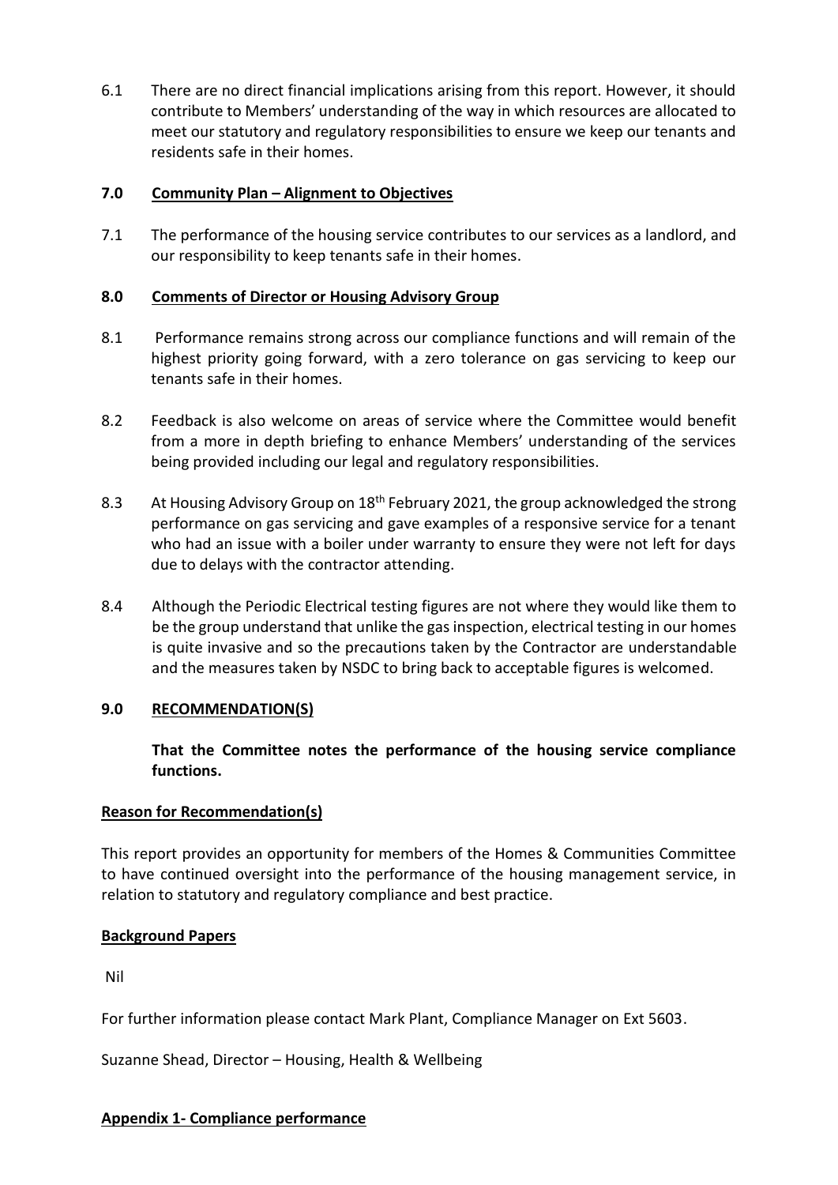6.1 There are no direct financial implications arising from this report. However, it should contribute to Members' understanding of the way in which resources are allocated to meet our statutory and regulatory responsibilities to ensure we keep our tenants and residents safe in their homes.

## 7.0 Community Plan – Alignment to Objectives

7.1 The performance of the housing service contributes to our services as a landlord, and our responsibility to keep tenants safe in their homes.

## 8.0 Comments of Director or Housing Advisory Group

8.1 Performance remains strong across our compliance functions and will remain of the highest priority going forward, with a zero tolerance on gas servicing to keep our tenants safe in their homes.

8.2 Feedback is also welcome on areas of service where the Committee would benefit from a more in depth briefing to enhance Members' understanding of the services being provided including our legal and regulatory responsibilities.

8.3 At Housing Advisory Group on 18th February 2021, the group acknowledged the strong performance on gas servicing and gave examples of a responsive service for a tenant who had an issue with a boiler under warranty to ensure they were not left for days due to delays with the contractor attending.

8.4 Although the Periodic Electrical testing figures are not where they would like them to be the group understand that unlike the gas inspection, electrical testing in our homes is quite invasive and so the precautions taken by the Contractor are understandable and the measures taken by NSDC to bring back to acceptable figures is welcomed.

## 9.0 RECOMMENDATION(S)

**That the Committee notes the performance of the housing service compliance functions.**

**Reason for Recommendation(s)**

This report provides an opportunity for members of the Homes & Communities Committee to have continued oversight into the performance of the housing management service, in relation to statutory and regulatory compliance and best practice.

**Background Papers**

Nil

For further information please contact Mark Plant, Compliance Manager on Ext 5603.

Suzanne Shead, Director – Housing, Health & Wellbeing

**Appendix 1- Compliance performance**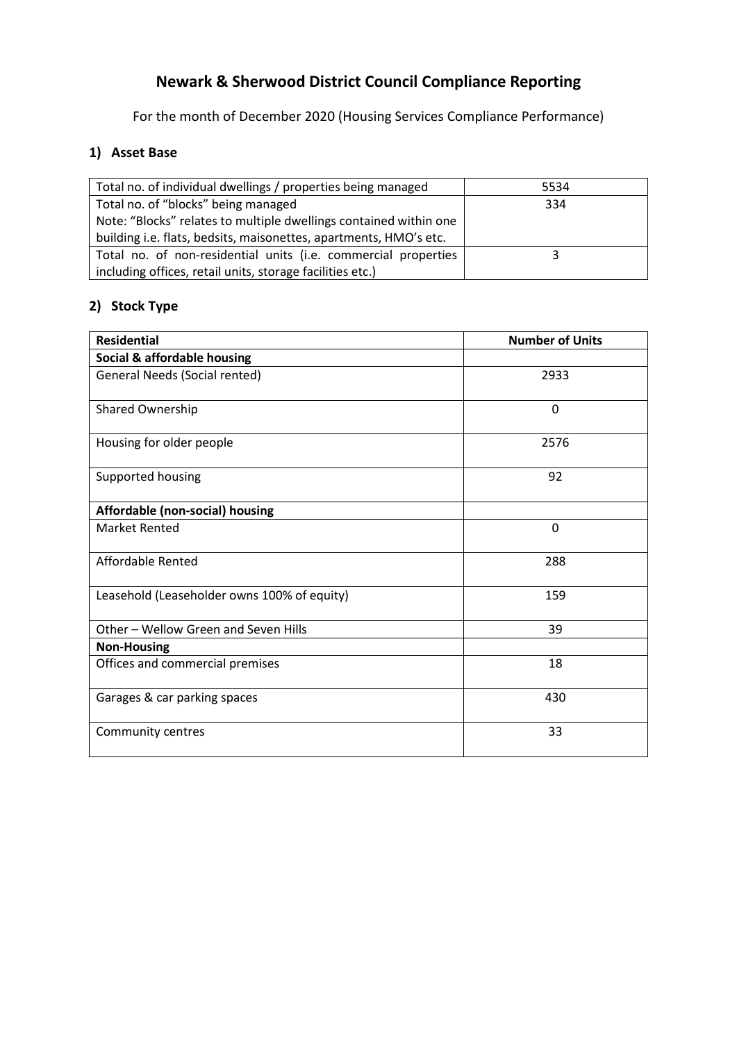# Newark & Sherwood District Council Compliance Reporting

For the month of December 2020 (Housing Services Compliance Performance)

## 1) Asset Base

| | |
|---|---|
| Total no. of individual dwellings / properties being managed | 5534 |
| Total no. of "blocks" being managed<br>Note: "Blocks" relates to multiple dwellings contained within one building i.e. flats, bedsits, maisonettes, apartments, HMO's etc. | 334 |
| Total no. of non-residential units (i.e. commercial properties including offices, retail units, storage facilities etc.) | 3 |

## 2) Stock Type

| Residential | Number of Units |
|---|---|
| **Social & affordable housing** | |
| General Needs (Social rented) | 2933 |
| Shared Ownership | 0 |
| Housing for older people | 2576 |
| Supported housing | 92 |
| **Affordable (non-social) housing** | |
| Market Rented | 0 |
| Affordable Rented | 288 |
| Leasehold (Leaseholder owns 100% of equity) | 159 |
| Other – Wellow Green and Seven Hills | 39 |
| **Non-Housing** | |
| Offices and commercial premises | 18 |
| Garages & car parking spaces | 430 |
| Community centres | 33 |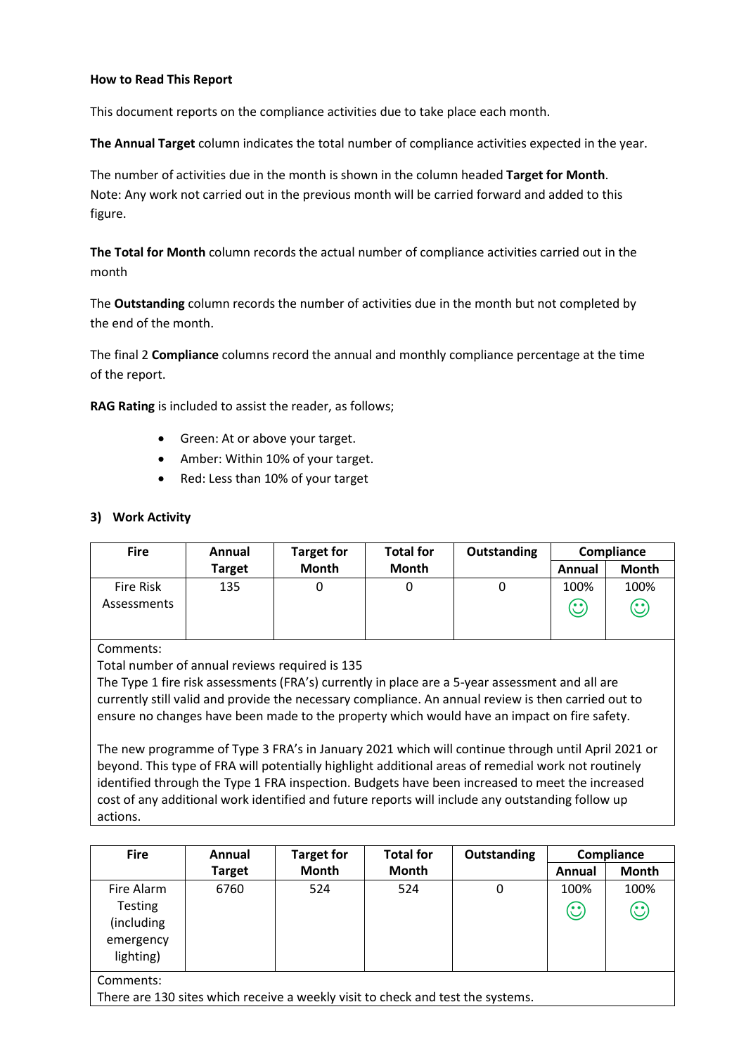**How to Read This Report**

This document reports on the compliance activities due to take place each month.

**The Annual Target** column indicates the total number of compliance activities expected in the year.

The number of activities due in the month is shown in the column headed **Target for Month**. Note: Any work not carried out in the previous month will be carried forward and added to this figure.

**The Total for Month** column records the actual number of compliance activities carried out in the month

The **Outstanding** column records the number of activities due in the month but not completed by the end of the month.

The final 2 **Compliance** columns record the annual and monthly compliance percentage at the time of the report.

**RAG Rating** is included to assist the reader, as follows;

- Green: At or above your target.
- Amber: Within 10% of your target.
- Red: Less than 10% of your target

## 3) Work Activity

| Fire | Annual Target | Target for Month | Total for Month | Outstanding | Compliance | |
|---|---|---|---|---|---|---|
| | | | | | Annual | Month |
| Fire Risk Assessments | 135 | 0 | 0 | 0 | 100% ☺ | 100% ☺ |

Comments:
Total number of annual reviews required is 135
The Type 1 fire risk assessments (FRA's) currently in place are a 5-year assessment and all are currently still valid and provide the necessary compliance. An annual review is then carried out to ensure no changes have been made to the property which would have an impact on fire safety.

The new programme of Type 3 FRA's in January 2021 which will continue through until April 2021 or beyond. This type of FRA will potentially highlight additional areas of remedial work not routinely identified through the Type 1 FRA inspection. Budgets have been increased to meet the increased cost of any additional work identified and future reports will include any outstanding follow up actions.

| Fire | Annual Target | Target for Month | Total for Month | Outstanding | Compliance | |
|---|---|---|---|---|---|---|
| | | | | | Annual | Month |
| Fire Alarm Testing (including emergency lighting) | 6760 | 524 | 524 | 0 | 100% ☺ | 100% ☺ |

Comments:
There are 130 sites which receive a weekly visit to check and test the systems.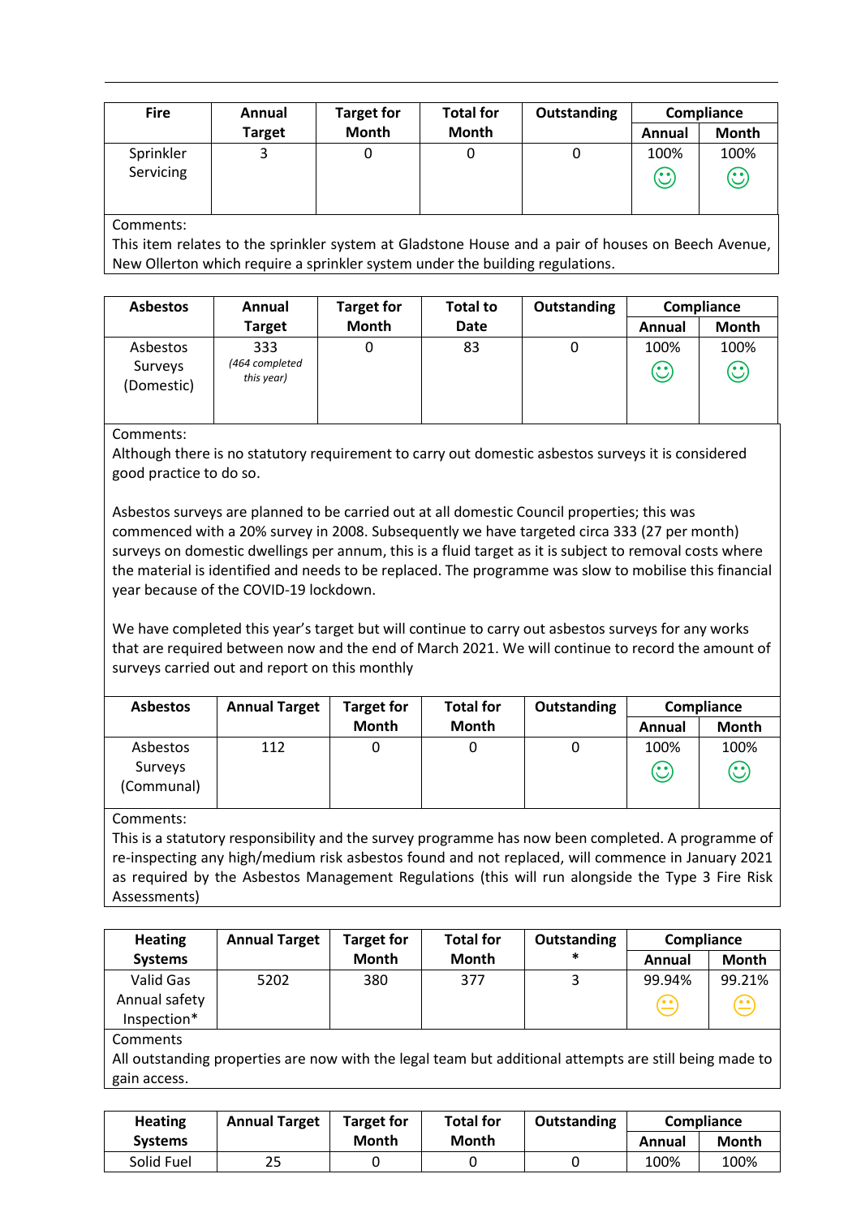| Fire | Annual Target | Target for Month | Total for Month | Outstanding | Compliance | |
|---|---|---|---|---|---|---|
| | | | | | Annual | Month |
| Sprinkler Servicing | 3 | 0 | 0 | 0 | 100% ☺ | 100% ☺ |

Comments:
This item relates to the sprinkler system at Gladstone House and a pair of houses on Beech Avenue, New Ollerton which require a sprinkler system under the building regulations.

| Asbestos | Annual Target | Target for Month | Total to Date | Outstanding | Compliance | |
|---|---|---|---|---|---|---|
| | | | | | Annual | Month |
| Asbestos Surveys (Domestic) | 333 *(464 completed this year)* | 0 | 83 | 0 | 100% ☺ | 100% ☺ |

Comments:
Although there is no statutory requirement to carry out domestic asbestos surveys it is considered good practice to do so.

Asbestos surveys are planned to be carried out at all domestic Council properties; this was commenced with a 20% survey in 2008. Subsequently we have targeted circa 333 (27 per month) surveys on domestic dwellings per annum, this is a fluid target as it is subject to removal costs where the material is identified and needs to be replaced. The programme was slow to mobilise this financial year because of the COVID-19 lockdown.

We have completed this year's target but will continue to carry out asbestos surveys for any works that are required between now and the end of March 2021. We will continue to record the amount of surveys carried out and report on this monthly

| Asbestos | Annual Target | Target for Month | Total for Month | Outstanding | Compliance | |
|---|---|---|---|---|---|---|
| | | | | | Annual | Month |
| Asbestos Surveys (Communal) | 112 | 0 | 0 | 0 | 100% ☺ | 100% ☺ |

Comments:
This is a statutory responsibility and the survey programme has now been completed. A programme of re-inspecting any high/medium risk asbestos found and not replaced, will commence in January 2021 as required by the Asbestos Management Regulations (this will run alongside the Type 3 Fire Risk Assessments)

| Heating Systems | Annual Target | Target for Month | Total for Month | Outstanding * | Compliance | |
|---|---|---|---|---|---|---|
| | | | | | Annual | Month |
| Valid Gas Annual safety Inspection* | 5202 | 380 | 377 | 3 | 99.94% 😐 | 99.21% 😐 |

Comments
All outstanding properties are now with the legal team but additional attempts are still being made to gain access.

| Heating Systems | Annual Target | Target for Month | Total for Month | Outstanding | Compliance | |
|---|---|---|---|---|---|---|
| | | | | | Annual | Month |
| Solid Fuel | 25 | 0 | 0 | 0 | 100% | 100% |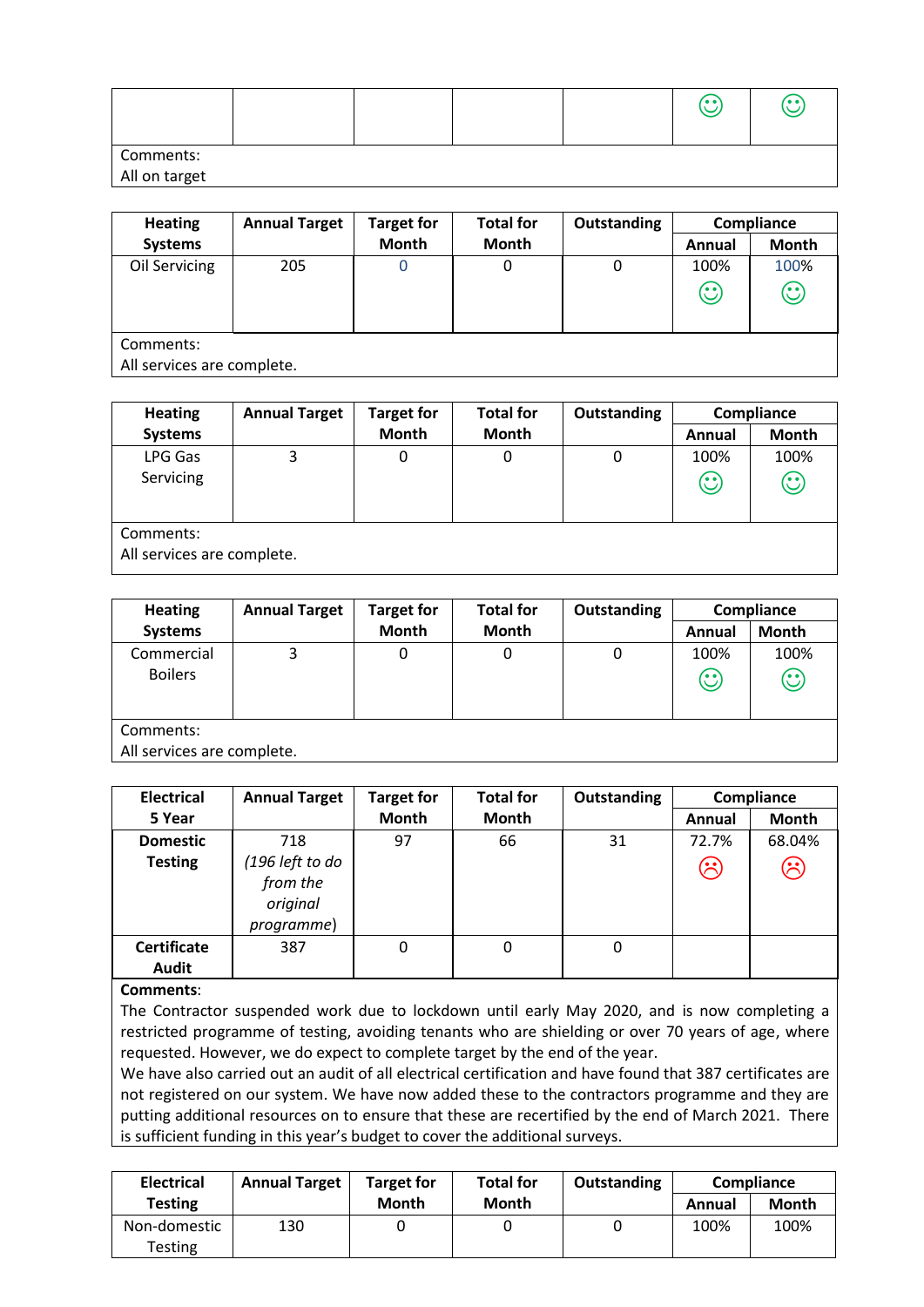| | | | | | | |
|---|---|---|---|---|---|---|
| | | | | | ☺ | ☺ |

Comments:
All on target

| Heating Systems | Annual Target | Target for Month | Total for Month | Outstanding | Compliance | |
|---|---|---|---|---|---|---|
| | | | | | Annual | Month |
| Oil Servicing | 205 | 0 | 0 | 0 | 100% ☺ | 100% ☺ |

Comments:
All services are complete.

| Heating Systems | Annual Target | Target for Month | Total for Month | Outstanding | Compliance | |
|---|---|---|---|---|---|---|
| | | | | | Annual | Month |
| LPG Gas Servicing | 3 | 0 | 0 | 0 | 100% ☺ | 100% ☺ |

Comments:
All services are complete.

| Heating Systems | Annual Target | Target for Month | Total for Month | Outstanding | Compliance | |
|---|---|---|---|---|---|---|
| | | | | | Annual | Month |
| Commercial Boilers | 3 | 0 | 0 | 0 | 100% ☺ | 100% ☺ |

Comments:
All services are complete.

| Electrical 5 Year | Annual Target | Target for Month | Total for Month | Outstanding | Compliance | |
|---|---|---|---|---|---|---|
| | | | | | Annual | Month |
| **Domestic Testing** | 718 *(196 left to do from the original programme)* | 97 | 66 | 31 | 72.7% ☹ | 68.04% ☹ |
| **Certificate Audit** | 387 | 0 | 0 | 0 | | |

**Comments**:
The Contractor suspended work due to lockdown until early May 2020, and is now completing a restricted programme of testing, avoiding tenants who are shielding or over 70 years of age, where requested. However, we do expect to complete target by the end of the year.
We have also carried out an audit of all electrical certification and have found that 387 certificates are not registered on our system. We have now added these to the contractors programme and they are putting additional resources on to ensure that these are recertified by the end of March 2021. There is sufficient funding in this year's budget to cover the additional surveys.

| Electrical Testing | Annual Target | Target for Month | Total for Month | Outstanding | Compliance | |
|---|---|---|---|---|---|---|
| | | | | | Annual | Month |
| Non-domestic Testing | 130 | 0 | 0 | 0 | 100% | 100% |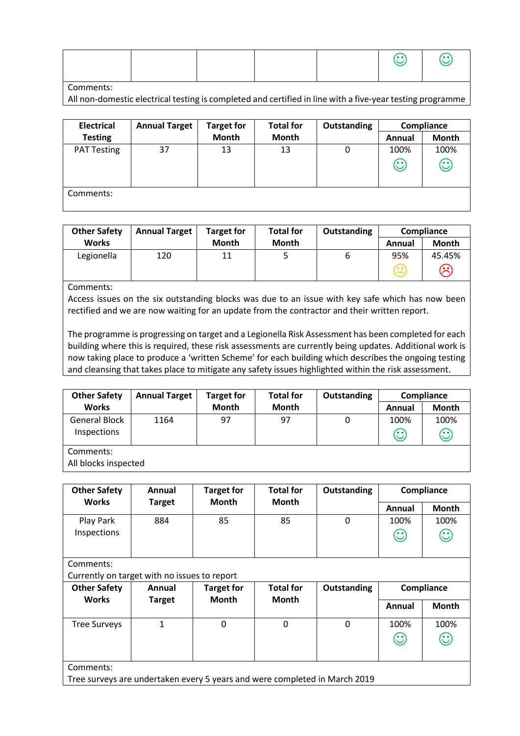| | | | | | | |
|---|---|---|---|---|---|---|
| | | | | | ☺ | ☺ |
| Comments: All non-domestic electrical testing is completed and certified in line with a five-year testing programme | | | | | | |

| Electrical Testing | Annual Target | Target for Month | Total for Month | Outstanding | Compliance | |
|---|---|---|---|---|---|---|
| | | | | | Annual | Month |
| PAT Testing | 37 | 13 | 13 | 0 | 100% ☺ | 100% ☺ |
| Comments: | | | | | | |

| Other Safety Works | Annual Target | Target for Month | Total for Month | Outstanding | Compliance | |
|---|---|---|---|---|---|---|
| | | | | | Annual | Month |
| Legionella | 120 | 11 | 5 | 6 | 95% 😐 | 45.45% ☹ |
| Comments: Access issues on the six outstanding blocks was due to an issue with key safe which has now been rectified and we are now waiting for an update from the contractor and their written report.<br><br>The programme is progressing on target and a Legionella Risk Assessment has been completed for each building where this is required, these risk assessments are currently being updates. Additional work is now taking place to produce a 'written Scheme' for each building which describes the ongoing testing and cleansing that takes place to mitigate any safety issues highlighted within the risk assessment. | | | | | | |

| Other Safety Works | Annual Target | Target for Month | Total for Month | Outstanding | Compliance | |
|---|---|---|---|---|---|---|
| | | | | | Annual | Month |
| General Block Inspections | 1164 | 97 | 97 | 0 | 100% ☺ | 100% ☺ |
| Comments: All blocks inspected | | | | | | |

| Other Safety Works | Annual Target | Target for Month | Total for Month | Outstanding | Compliance | |
|---|---|---|---|---|---|---|
| | | | | | Annual | Month |
| Play Park Inspections | 884 | 85 | 85 | 0 | 100% ☺ | 100% ☺ |
| Comments: Currently on target with no issues to report | | | | | | |

| Other Safety Works | Annual Target | Target for Month | Total for Month | Outstanding | Compliance | |
|---|---|---|---|---|---|---|
| | | | | | Annual | Month |
| Tree Surveys | 1 | 0 | 0 | 0 | 100% ☺ | 100% ☺ |
| Comments: Tree surveys are undertaken every 5 years and were completed in March 2019 | | | | | | |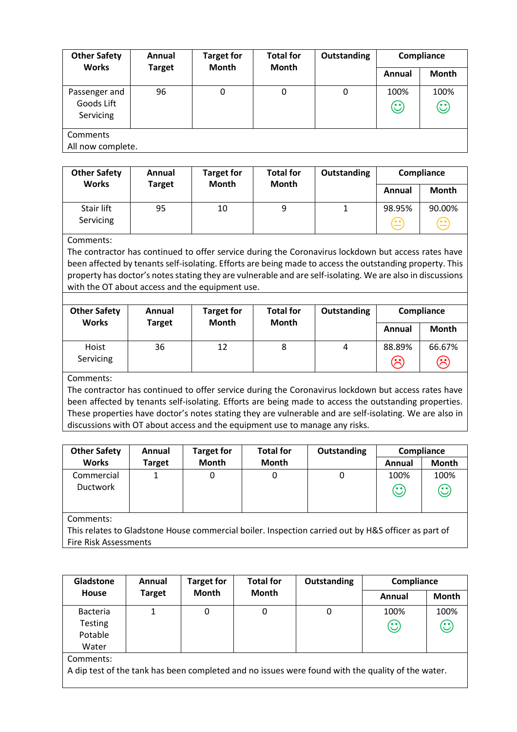| Other Safety Works | Annual Target | Target for Month | Total for Month | Outstanding | Compliance | |
|---|---|---|---|---|---|---|
| | | | | | Annual | Month |
| Passenger and Goods Lift Servicing | 96 | 0 | 0 | 0 | 100% ☺ | 100% ☺ |
| Comments<br>All now complete. | | | | | | |

| Other Safety Works | Annual Target | Target for Month | Total for Month | Outstanding | Compliance | |
|---|---|---|---|---|---|---|
| | | | | | Annual | Month |
| Stair lift Servicing | 95 | 10 | 9 | 1 | 98.95% 😐 | 90.00% 😐 |
| Comments:<br>The contractor has continued to offer service during the Coronavirus lockdown but access rates have been affected by tenants self-isolating. Efforts are being made to access the outstanding property. This property has doctor's notes stating they are vulnerable and are self-isolating. We are also in discussions with the OT about access and the equipment use. | | | | | | |

| Other Safety Works | Annual Target | Target for Month | Total for Month | Outstanding | Compliance | |
|---|---|---|---|---|---|---|
| | | | | | Annual | Month |
| Hoist Servicing | 36 | 12 | 8 | 4 | 88.89% ☹ | 66.67% ☹ |
| Comments:<br>The contractor has continued to offer service during the Coronavirus lockdown but access rates have been affected by tenants self-isolating. Efforts are being made to access the outstanding properties. These properties have doctor's notes stating they are vulnerable and are self-isolating. We are also in discussions with OT about access and the equipment use to manage any risks. | | | | | | |

| Other Safety Works | Annual Target | Target for Month | Total for Month | Outstanding | Compliance | |
|---|---|---|---|---|---|---|
| | | | | | Annual | Month |
| Commercial Ductwork | 1 | 0 | 0 | 0 | 100% ☺ | 100% ☺ |
| Comments:<br>This relates to Gladstone House commercial boiler. Inspection carried out by H&S officer as part of Fire Risk Assessments | | | | | | |

| Gladstone House | Annual Target | Target for Month | Total for Month | Outstanding | Compliance | |
|---|---|---|---|---|---|---|
| | | | | | Annual | Month |
| Bacteria Testing Potable Water | 1 | 0 | 0 | 0 | 100% ☺ | 100% ☺ |
| Comments:<br>A dip test of the tank has been completed and no issues were found with the quality of the water. | | | | | | |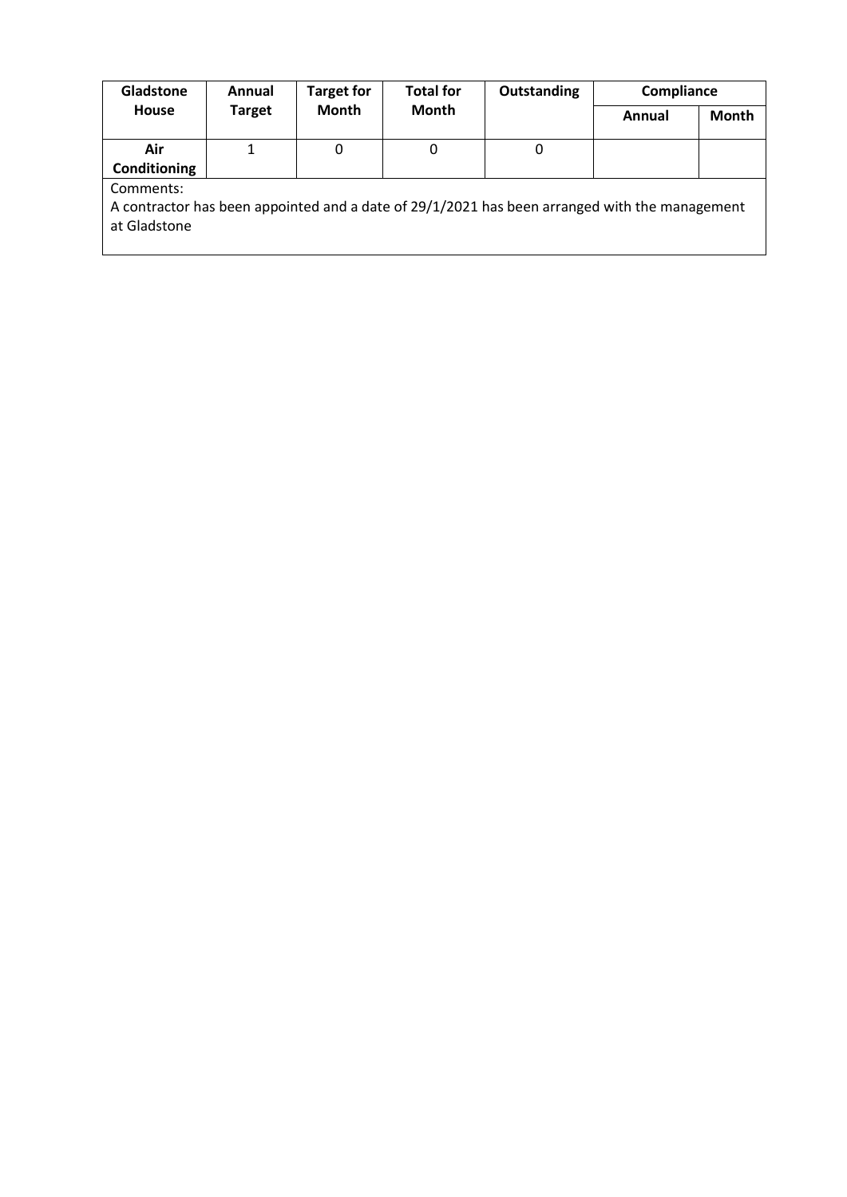| Gladstone House | Annual Target | Target for Month | Total for Month | Outstanding | Compliance | |
|---|---|---|---|---|---|---|
| | | | | | Annual | Month |
| Air Conditioning | 1 | 0 | 0 | 0 | | |

Comments:
A contractor has been appointed and a date of 29/1/2021 has been arranged with the management at Gladstone